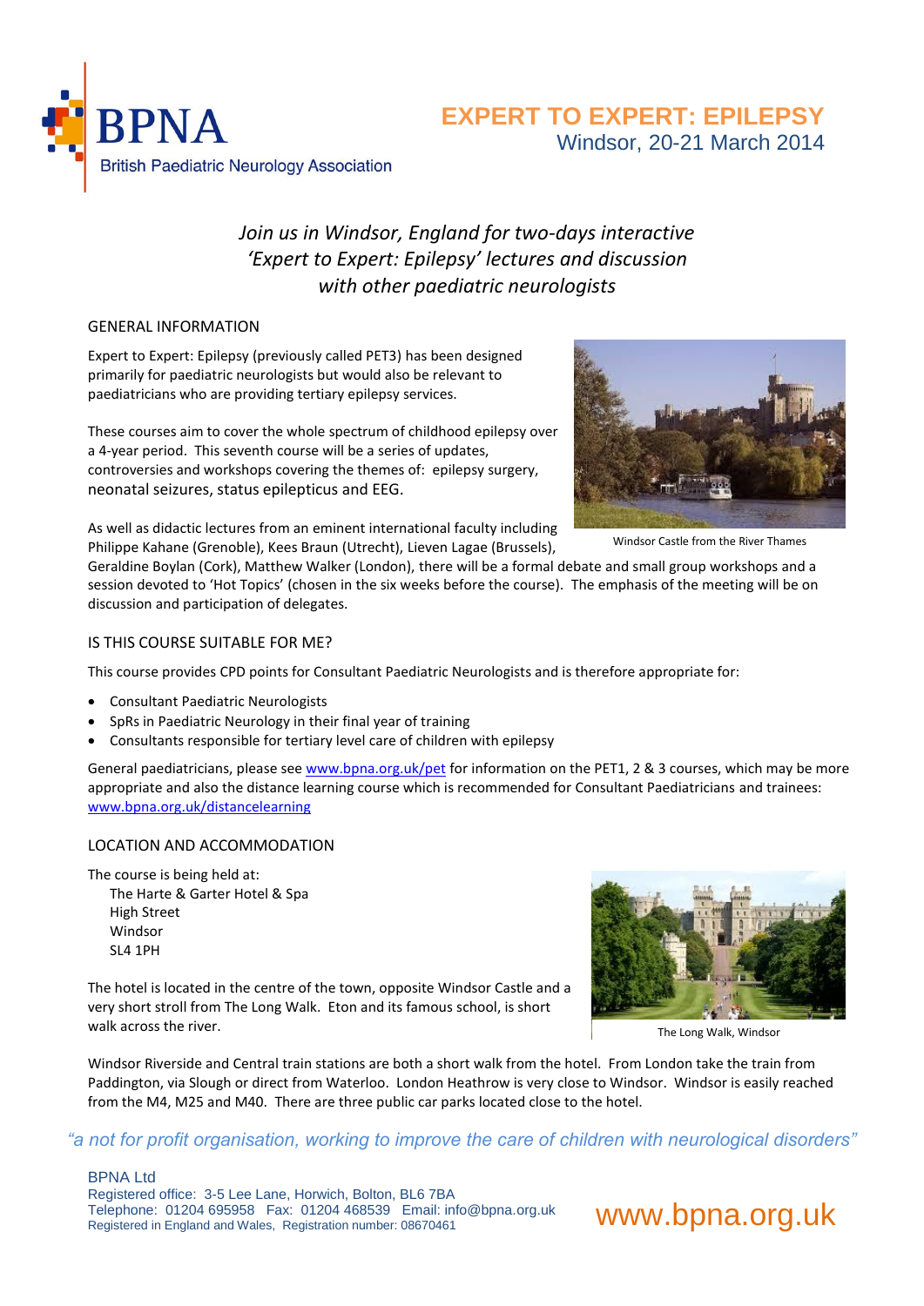BPNA
British Paediatric Neurology Association

# EXPERT TO EXPERT: EPILEPSY

Windsor, 20-21 March 2014

*Join us in Windsor, England for two-days interactive 'Expert to Expert: Epilepsy' lectures and discussion with other paediatric neurologists*

## GENERAL INFORMATION

Expert to Expert: Epilepsy (previously called PET3) has been designed primarily for paediatric neurologists but would also be relevant to paediatricians who are providing tertiary epilepsy services.

These courses aim to cover the whole spectrum of childhood epilepsy over a 4-year period. This seventh course will be a series of updates, controversies and workshops covering the themes of: epilepsy surgery, neonatal seizures, status epilepticus and EEG.

As well as didactic lectures from an eminent international faculty including Philippe Kahane (Grenoble), Kees Braun (Utrecht), Lieven Lagae (Brussels), Geraldine Boylan (Cork), Matthew Walker (London), there will be a formal debate and small group workshops and a session devoted to 'Hot Topics' (chosen in the six weeks before the course). The emphasis of the meeting will be on discussion and participation of delegates.

Windsor Castle from the River Thames

## IS THIS COURSE SUITABLE FOR ME?

This course provides CPD points for Consultant Paediatric Neurologists and is therefore appropriate for:

- Consultant Paediatric Neurologists
- SpRs in Paediatric Neurology in their final year of training
- Consultants responsible for tertiary level care of children with epilepsy

General paediatricians, please see www.bpna.org.uk/pet for information on the PET1, 2 & 3 courses, which may be more appropriate and also the distance learning course which is recommended for Consultant Paediatricians and trainees: www.bpna.org.uk/distancelearning

## LOCATION AND ACCOMMODATION

The course is being held at:
The Harte & Garter Hotel & Spa
High Street
Windsor
SL4 1PH

The hotel is located in the centre of the town, opposite Windsor Castle and a very short stroll from The Long Walk. Eton and its famous school, is short walk across the river.

The Long Walk, Windsor

Windsor Riverside and Central train stations are both a short walk from the hotel. From London take the train from Paddington, via Slough or direct from Waterloo. London Heathrow is very close to Windsor. Windsor is easily reached from the M4, M25 and M40. There are three public car parks located close to the hotel.

*"a not for profit organisation, working to improve the care of children with neurological disorders"*

BPNA Ltd
Registered office: 3-5 Lee Lane, Horwich, Bolton, BL6 7BA
Telephone: 01204 695958 Fax: 01204 468539 Email: info@bpna.org.uk
Registered in England and Wales, Registration number: 08670461

www.bpna.org.uk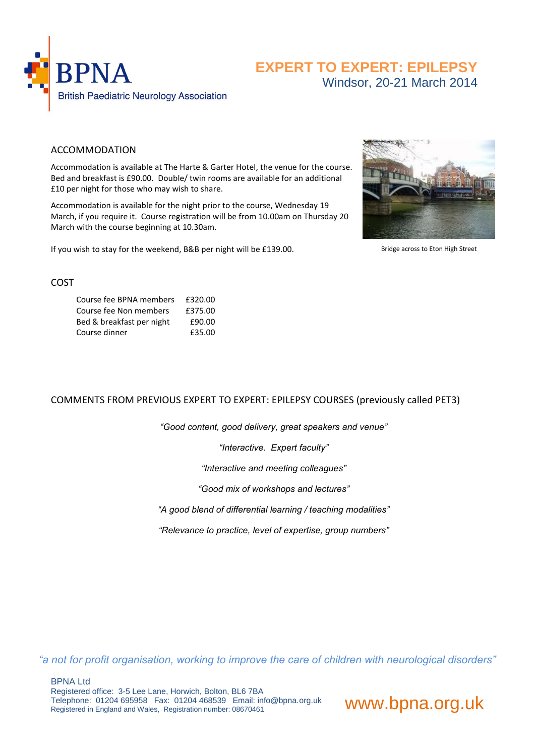# EXPERT TO EXPERT: EPILEPSY

Windsor, 20-21 March 2014

## ACCOMMODATION

Accommodation is available at The Harte & Garter Hotel, the venue for the course. Bed and breakfast is £90.00. Double/ twin rooms are available for an additional £10 per night for those who may wish to share.

Accommodation is available for the night prior to the course, Wednesday 19 March, if you require it. Course registration will be from 10.00am on Thursday 20 March with the course beginning at 10.30am.

If you wish to stay for the weekend, B&B per night will be £139.00.

Bridge across to Eton High Street

## COST

| | |
|---|---|
| Course fee BPNA members | £320.00 |
| Course fee Non members | £375.00 |
| Bed & breakfast per night | £90.00 |
| Course dinner | £35.00 |

## COMMENTS FROM PREVIOUS EXPERT TO EXPERT: EPILEPSY COURSES (previously called PET3)

*"Good content, good delivery, great speakers and venue"*

*"Interactive. Expert faculty"*

*"Interactive and meeting colleagues"*

*"Good mix of workshops and lectures"*

*"A good blend of differential learning / teaching modalities"*

*"Relevance to practice, level of expertise, group numbers"*

*"a not for profit organisation, working to improve the care of children with neurological disorders"*

BPNA Ltd
Registered office: 3-5 Lee Lane, Horwich, Bolton, BL6 7BA
Telephone: 01204 695958 Fax: 01204 468539 Email: info@bpna.org.uk
Registered in England and Wales, Registration number: 08670461

www.bpna.org.uk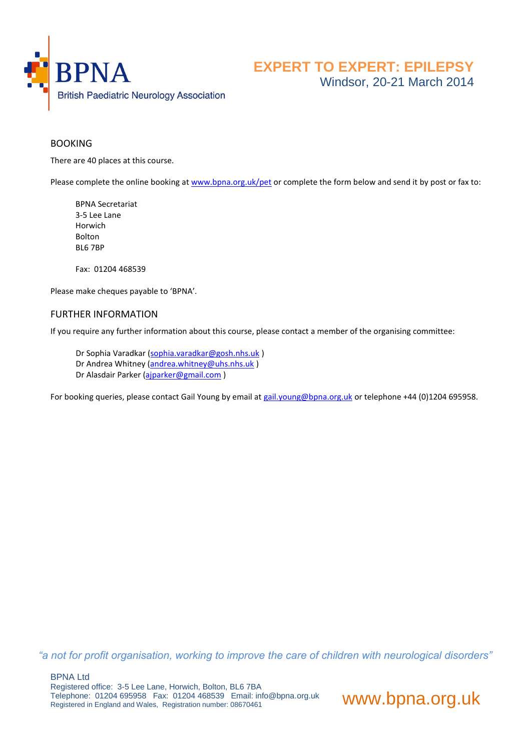BPNA

British Paediatric Neurology Association

# EXPERT TO EXPERT: EPILEPSY

Windsor, 20-21 March 2014

## BOOKING

There are 40 places at this course.

Please complete the online booking at www.bpna.org.uk/pet or complete the form below and send it by post or fax to:

BPNA Secretariat
3-5 Lee Lane
Horwich
Bolton
BL6 7BP

Fax: 01204 468539

Please make cheques payable to 'BPNA'.

## FURTHER INFORMATION

If you require any further information about this course, please contact a member of the organising committee:

Dr Sophia Varadkar (sophia.varadkar@gosh.nhs.uk )
Dr Andrea Whitney (andrea.whitney@uhs.nhs.uk )
Dr Alasdair Parker (ajparker@gmail.com )

For booking queries, please contact Gail Young by email at gail.young@bpna.org.uk or telephone +44 (0)1204 695958.

*"a not for profit organisation, working to improve the care of children with neurological disorders"*

BPNA Ltd
Registered office: 3-5 Lee Lane, Horwich, Bolton, BL6 7BA
Telephone: 01204 695958 Fax: 01204 468539 Email: info@bpna.org.uk
Registered in England and Wales, Registration number: 08670461

www.bpna.org.uk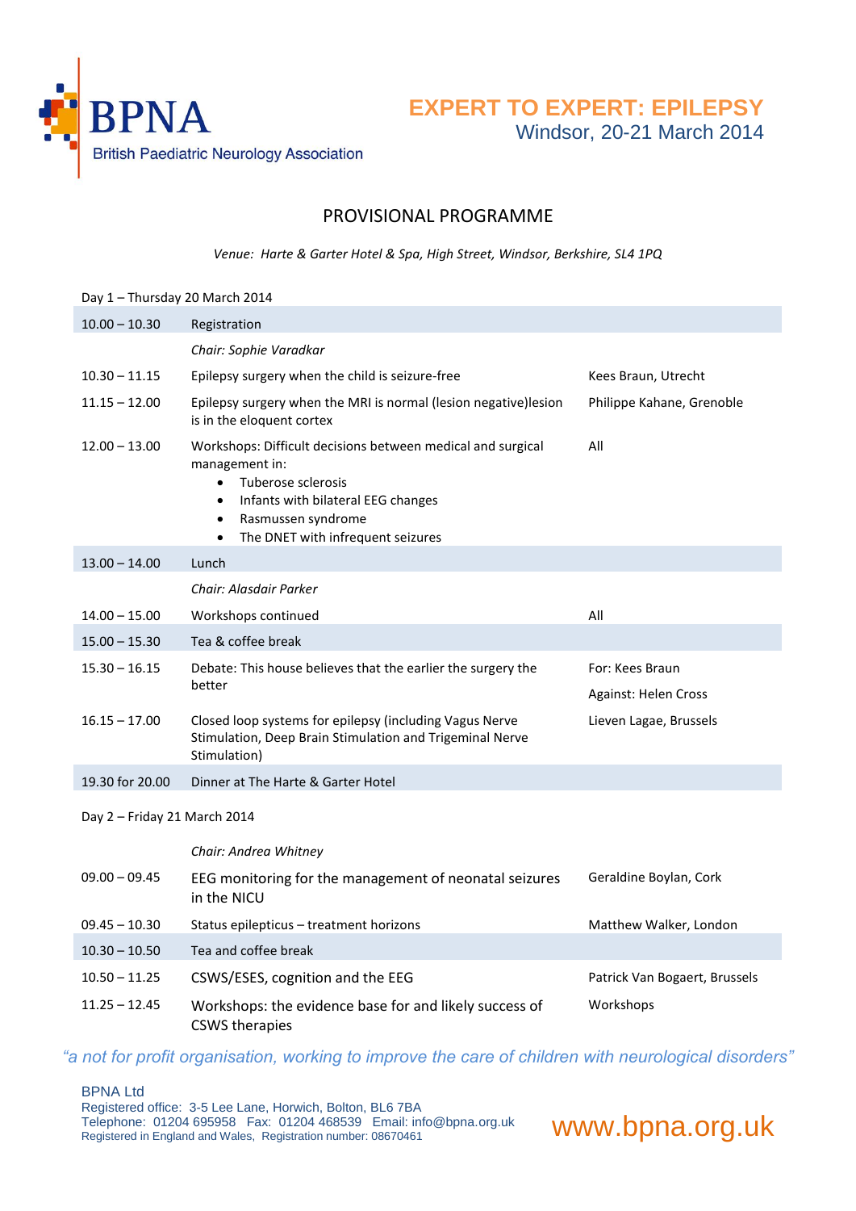BPNA
British Paediatric Neurology Association

# EXPERT TO EXPERT: EPILEPSY
Windsor, 20-21 March 2014

## PROVISIONAL PROGRAMME

*Venue: Harte & Garter Hotel & Spa, High Street, Windsor, Berkshire, SL4 1PQ*

Day 1 – Thursday 20 March 2014

| | | |
|---|---|---|
| 10.00 – 10.30 | Registration | |
| | *Chair: Sophie Varadkar* | |
| 10.30 – 11.15 | Epilepsy surgery when the child is seizure-free | Kees Braun, Utrecht |
| 11.15 – 12.00 | Epilepsy surgery when the MRI is normal (lesion negative)lesion is in the eloquent cortex | Philippe Kahane, Grenoble |
| 12.00 – 13.00 | Workshops: Difficult decisions between medical and surgical management in:<br>• Tuberose sclerosis<br>• Infants with bilateral EEG changes<br>• Rasmussen syndrome<br>• The DNET with infrequent seizures | All |
| 13.00 – 14.00 | Lunch | |
| | *Chair: Alasdair Parker* | |
| 14.00 – 15.00 | Workshops continued | All |
| 15.00 – 15.30 | Tea & coffee break | |
| 15.30 – 16.15 | Debate: This house believes that the earlier the surgery the better | For: Kees Braun<br>Against: Helen Cross |
| 16.15 – 17.00 | Closed loop systems for epilepsy (including Vagus Nerve Stimulation, Deep Brain Stimulation and Trigeminal Nerve Stimulation) | Lieven Lagae, Brussels |
| 19.30 for 20.00 | Dinner at The Harte & Garter Hotel | |

Day 2 – Friday 21 March 2014

| | | |
|---|---|---|
| | *Chair: Andrea Whitney* | |
| 09.00 – 09.45 | EEG monitoring for the management of neonatal seizures in the NICU | Geraldine Boylan, Cork |
| 09.45 – 10.30 | Status epilepticus – treatment horizons | Matthew Walker, London |
| 10.30 – 10.50 | Tea and coffee break | |
| 10.50 – 11.25 | CSWS/ESES, cognition and the EEG | Patrick Van Bogaert, Brussels |
| 11.25 – 12.45 | Workshops: the evidence base for and likely success of CSWS therapies | Workshops |

*"a not for profit organisation, working to improve the care of children with neurological disorders"*

BPNA Ltd
Registered office: 3-5 Lee Lane, Horwich, Bolton, BL6 7BA
Telephone: 01204 695958 Fax: 01204 468539 Email: info@bpna.org.uk
Registered in England and Wales, Registration number: 08670461

www.bpna.org.uk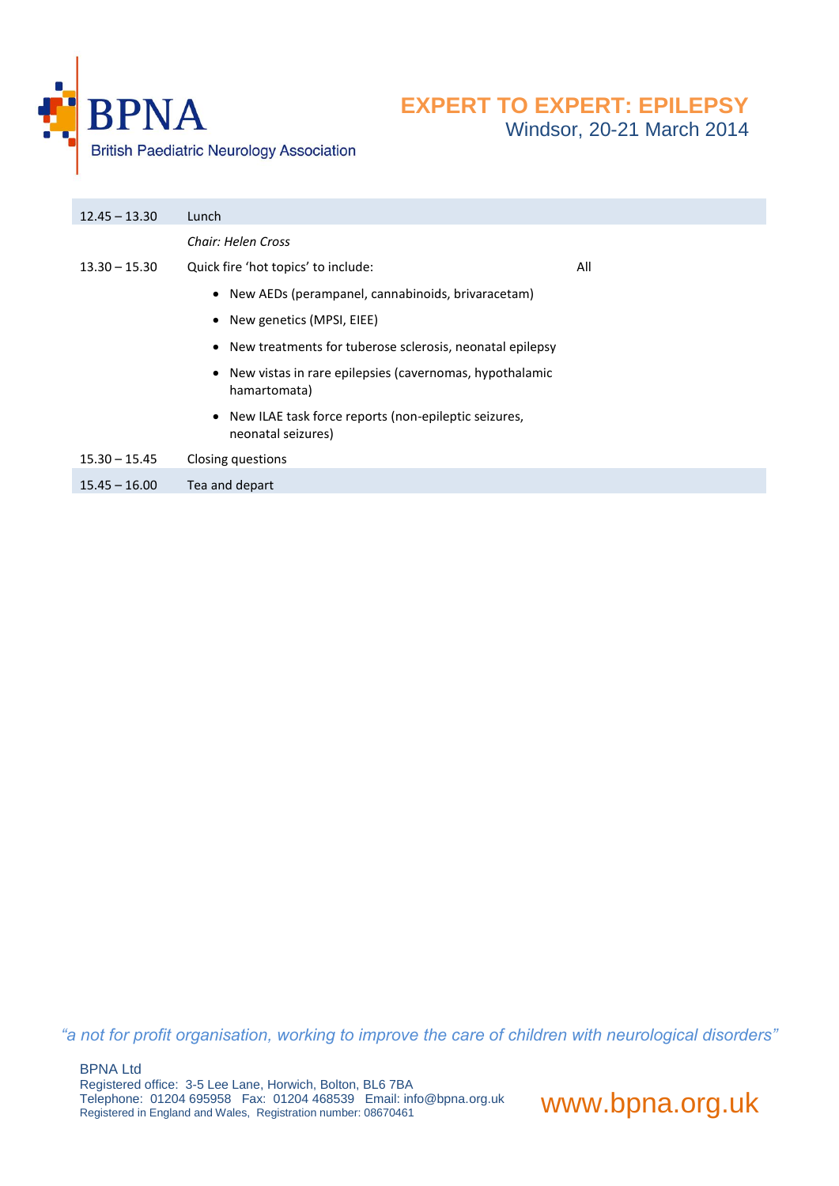| | | |
|---|---|---|
| 12.45 – 13.30 | Lunch | |
| | *Chair: Helen Cross* | |
| 13.30 – 15.30 | Quick fire 'hot topics' to include:<br>• New AEDs (perampanel, cannabinoids, brivaracetam)<br>• New genetics (MPSI, EIEE)<br>• New treatments for tuberose sclerosis, neonatal epilepsy<br>• New vistas in rare epilepsies (cavernomas, hypothalamic hamartomata)<br>• New ILAE task force reports (non-epileptic seizures, neonatal seizures) | All |
| 15.30 – 15.45 | Closing questions | |
| 15.45 – 16.00 | Tea and depart | |

*"a not for profit organisation, working to improve the care of children with neurological disorders"*

BPNA Ltd
Registered office: 3-5 Lee Lane, Horwich, Bolton, BL6 7BA
Telephone: 01204 695958 Fax: 01204 468539 Email: info@bpna.org.uk
Registered in England and Wales, Registration number: 08670461

www.bpna.org.uk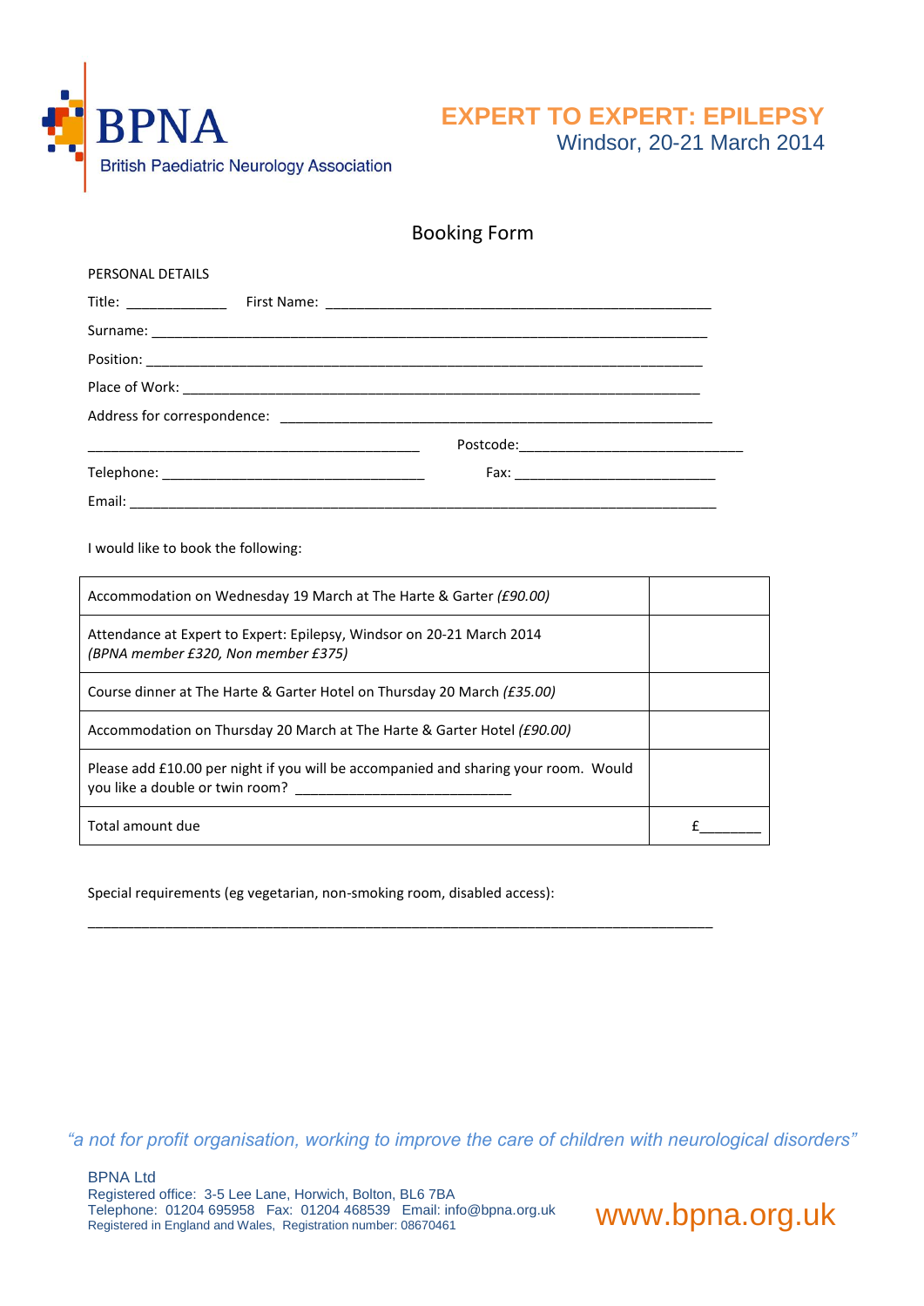BPNA
British Paediatric Neurology Association

# EXPERT TO EXPERT: EPILEPSY

Windsor, 20-21 March 2014

## Booking Form

PERSONAL DETAILS

Title: _____________ First Name: ____________________________________________________

Surname: ___________________________________________________________________________

Position: ___________________________________________________________________________

Place of Work: ______________________________________________________________________

Address for correspondence: ___________________________________________________________

_____________________________________________ Postcode:_____________________________

Telephone: ___________________________________ Fax: ___________________________

Email: _______________________________________________________________________________

I would like to book the following:

| | |
|---|---|
| Accommodation on Wednesday 19 March at The Harte & Garter *(£90.00)* | |
| Attendance at Expert to Expert: Epilepsy, Windsor on 20-21 March 2014 *(BPNA member £320, Non member £375)* | |
| Course dinner at The Harte & Garter Hotel on Thursday 20 March *(£35.00)* | |
| Accommodation on Thursday 20 March at The Harte & Garter Hotel *(£90.00)* | |
| Please add £10.00 per night if you will be accompanied and sharing your room. Would you like a double or twin room? ___________________________ | |
| Total amount due | £________ |

Special requirements (eg vegetarian, non-smoking room, disabled access):

_____________________________________________________________________________________

*"a not for profit organisation, working to improve the care of children with neurological disorders"*

BPNA Ltd
Registered office: 3-5 Lee Lane, Horwich, Bolton, BL6 7BA
Telephone: 01204 695958 Fax: 01204 468539 Email: info@bpna.org.uk
Registered in England and Wales, Registration number: 08670461

www.bpna.org.uk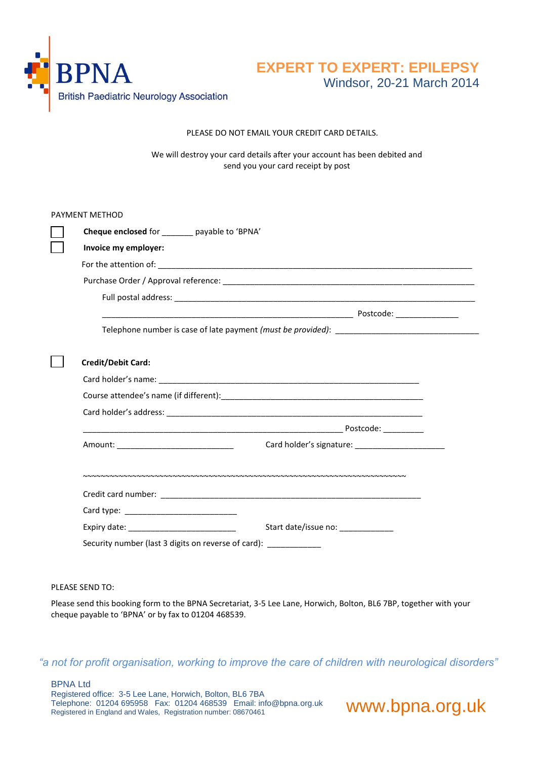BPNA

British Paediatric Neurology Association

# EXPERT TO EXPERT: EPILEPSY

Windsor, 20-21 March 2014

PLEASE DO NOT EMAIL YOUR CREDIT CARD DETAILS.

We will destroy your card details after your account has been debited and send you your card receipt by post

PAYMENT METHOD

☐ **Cheque enclosed** for _______ payable to 'BPNA'

☐ **Invoice my employer:**

For the attention of: ___________________________________________________________________________

Purchase Order / Approval reference: _________________________________________________________

Full postal address: _____________________________________________________________________

_________________________________________________________ Postcode: ______________

Telephone number is case of late payment *(must be provided)*: _________________________________

☐ **Credit/Debit Card:**

Card holder's name: _____________________________________________________________

Course attendee's name (if different):______________________________________________

Card holder's address: ____________________________________________________________

___________________________________________________________ Postcode: _________

Amount: ___________________________ Card holder's signature: ____________________

~~~~~~~~~~~~~~~~~~~~~~~~~~~~~~~~~~~~~~~~~~~~~~~~~~~~~~~~~~~~~~~~~~~~~~~~~~~

Credit card number: ____________________________________________________________

Card type: __________________________

Expiry date: _________________________ Start date/issue no: ____________

Security number (last 3 digits on reverse of card): ____________

PLEASE SEND TO:

Please send this booking form to the BPNA Secretariat, 3-5 Lee Lane, Horwich, Bolton, BL6 7BP, together with your cheque payable to 'BPNA' or by fax to 01204 468539.

*"a not for profit organisation, working to improve the care of children with neurological disorders"*

BPNA Ltd
Registered office: 3-5 Lee Lane, Horwich, Bolton, BL6 7BA
Telephone: 01204 695958 Fax: 01204 468539 Email: info@bpna.org.uk
Registered in England and Wales, Registration number: 08670461

www.bpna.org.uk